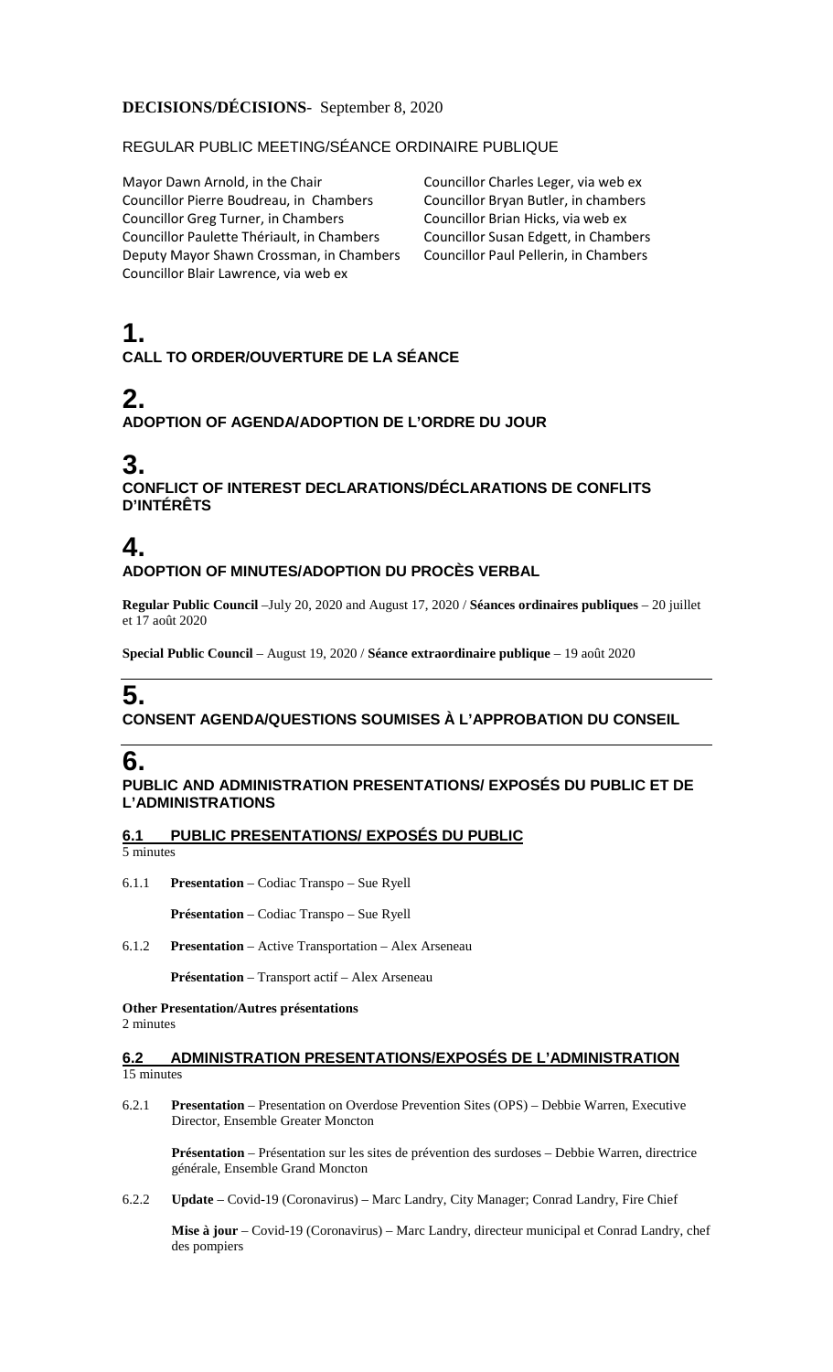**DECISIONS/DÉCISIONS**- September 8, 2020

REGULAR PUBLIC MEETING/SÉANCE ORDINAIRE PUBLIQUE

Mayor Dawn Arnold, in the Chair
Councillor Pierre Boudreau, in Chambers
Councillor Greg Turner, in Chambers
Councillor Paulette Thériault, in Chambers
Deputy Mayor Shawn Crossman, in Chambers
Councillor Blair Lawrence, via web ex
Councillor Charles Leger, via web ex
Councillor Bryan Butler, in chambers
Councillor Brian Hicks, via web ex
Councillor Susan Edgett, in Chambers
Councillor Paul Pellerin, in Chambers

# 1.
## CALL TO ORDER/OUVERTURE DE LA SÉANCE

# 2.
## ADOPTION OF AGENDA/ADOPTION DE L'ORDRE DU JOUR

# 3.
## CONFLICT OF INTEREST DECLARATIONS/DÉCLARATIONS DE CONFLITS D'INTÉRÊTS

# 4.
## ADOPTION OF MINUTES/ADOPTION DU PROCÈS VERBAL

**Regular Public Council** –July 20, 2020 and August 17, 2020 / **Séances ordinaires publiques** – 20 juillet et 17 août 2020

**Special Public Council** – August 19, 2020 / **Séance extraordinaire publique** – 19 août 2020

# 5.
## CONSENT AGENDA/QUESTIONS SOUMISES À L'APPROBATION DU CONSEIL

# 6.
## PUBLIC AND ADMINISTRATION PRESENTATIONS/ EXPOSÉS DU PUBLIC ET DE L'ADMINISTRATIONS

### 6.1 PUBLIC PRESENTATIONS/ EXPOSÉS DU PUBLIC

5 minutes

6.1.1 **Presentation** – Codiac Transpo – Sue Ryell

**Présentation** – Codiac Transpo – Sue Ryell

6.1.2 **Presentation** – Active Transportation – Alex Arseneau

**Présentation** – Transport actif – Alex Arseneau

**Other Presentation/Autres présentations**
2 minutes

### 6.2 ADMINISTRATION PRESENTATIONS/EXPOSÉS DE L'ADMINISTRATION

15 minutes

6.2.1 **Presentation** – Presentation on Overdose Prevention Sites (OPS) – Debbie Warren, Executive Director, Ensemble Greater Moncton

**Présentation** – Présentation sur les sites de prévention des surdoses – Debbie Warren, directrice générale, Ensemble Grand Moncton

6.2.2 **Update** – Covid-19 (Coronavirus) – Marc Landry, City Manager; Conrad Landry, Fire Chief

**Mise à jour** – Covid-19 (Coronavirus) – Marc Landry, directeur municipal et Conrad Landry, chef des pompiers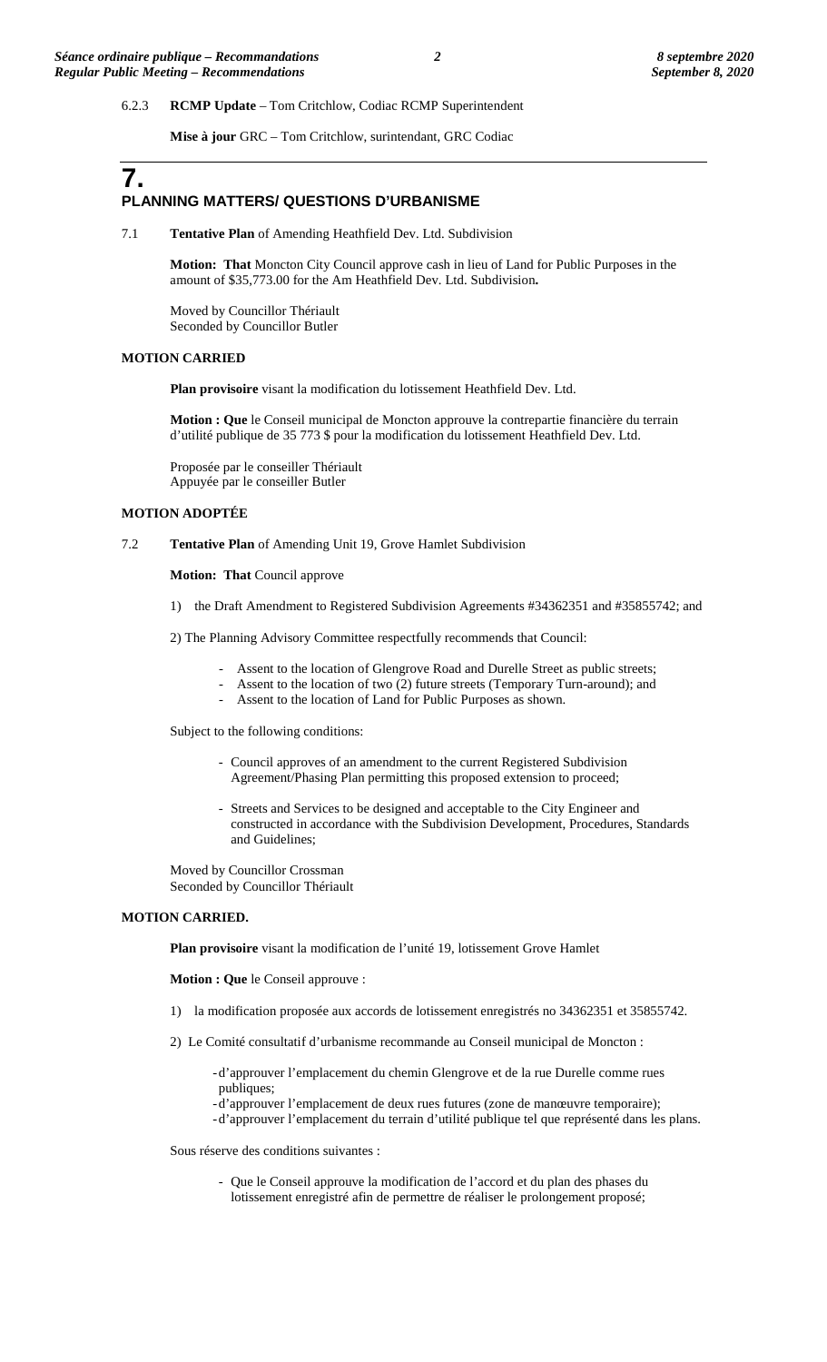6.2.3 **RCMP Update** – Tom Critchlow, Codiac RCMP Superintendent

**Mise à jour** GRC – Tom Critchlow, surintendant, GRC Codiac

# 7. PLANNING MATTERS/ QUESTIONS D'URBANISME

7.1 **Tentative Plan** of Amending Heathfield Dev. Ltd. Subdivision

**Motion: That** Moncton City Council approve cash in lieu of Land for Public Purposes in the amount of $35,773.00 for the Am Heathfield Dev. Ltd. Subdivision**.**

Moved by Councillor Thériault
Seconded by Councillor Butler

**MOTION CARRIED**

**Plan provisoire** visant la modification du lotissement Heathfield Dev. Ltd.

**Motion : Que** le Conseil municipal de Moncton approuve la contrepartie financière du terrain d'utilité publique de 35 773 $ pour la modification du lotissement Heathfield Dev. Ltd.

Proposée par le conseiller Thériault
Appuyée par le conseiller Butler

**MOTION ADOPTÉE**

7.2 **Tentative Plan** of Amending Unit 19, Grove Hamlet Subdivision

**Motion: That** Council approve

1) the Draft Amendment to Registered Subdivision Agreements #34362351 and #35855742; and

2) The Planning Advisory Committee respectfully recommends that Council:

- Assent to the location of Glengrove Road and Durelle Street as public streets;
- Assent to the location of two (2) future streets (Temporary Turn-around); and
- Assent to the location of Land for Public Purposes as shown.

Subject to the following conditions:

- Council approves of an amendment to the current Registered Subdivision Agreement/Phasing Plan permitting this proposed extension to proceed;
- Streets and Services to be designed and acceptable to the City Engineer and constructed in accordance with the Subdivision Development, Procedures, Standards and Guidelines;

Moved by Councillor Crossman
Seconded by Councillor Thériault

**MOTION CARRIED.**

**Plan provisoire** visant la modification de l'unité 19, lotissement Grove Hamlet

**Motion : Que** le Conseil approuve :

1) la modification proposée aux accords de lotissement enregistrés no 34362351 et 35855742.

2) Le Comité consultatif d'urbanisme recommande au Conseil municipal de Moncton :

- d'approuver l'emplacement du chemin Glengrove et de la rue Durelle comme rues publiques;
- d'approuver l'emplacement de deux rues futures (zone de manœuvre temporaire);
- d'approuver l'emplacement du terrain d'utilité publique tel que représenté dans les plans.

Sous réserve des conditions suivantes :

- Que le Conseil approuve la modification de l'accord et du plan des phases du lotissement enregistré afin de permettre de réaliser le prolongement proposé;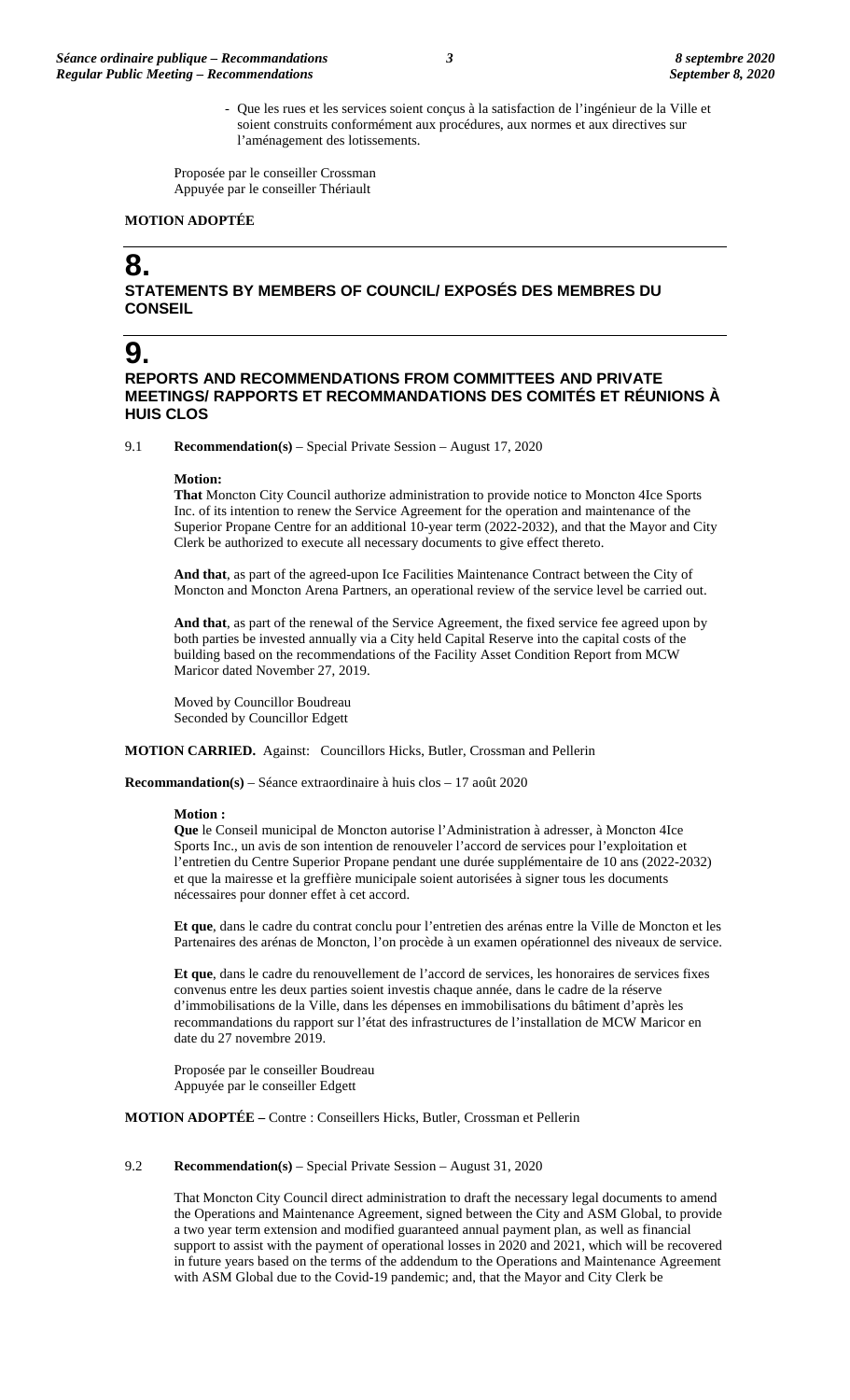- Que les rues et les services soient conçus à la satisfaction de l'ingénieur de la Ville et soient construits conformément aux procédures, aux normes et aux directives sur l'aménagement des lotissements.

Proposée par le conseiller Crossman
Appuyée par le conseiller Thériault

**MOTION ADOPTÉE**

# 8.
## STATEMENTS BY MEMBERS OF COUNCIL/ EXPOSÉS DES MEMBRES DU CONSEIL

# 9.
## REPORTS AND RECOMMENDATIONS FROM COMMITTEES AND PRIVATE MEETINGS/ RAPPORTS ET RECOMMANDATIONS DES COMITÉS ET RÉUNIONS À HUIS CLOS

9.1 **Recommendation(s)** – Special Private Session – August 17, 2020

**Motion:**
**That** Moncton City Council authorize administration to provide notice to Moncton 4Ice Sports Inc. of its intention to renew the Service Agreement for the operation and maintenance of the Superior Propane Centre for an additional 10-year term (2022-2032), and that the Mayor and City Clerk be authorized to execute all necessary documents to give effect thereto.

**And that**, as part of the agreed-upon Ice Facilities Maintenance Contract between the City of Moncton and Moncton Arena Partners, an operational review of the service level be carried out.

**And that**, as part of the renewal of the Service Agreement, the fixed service fee agreed upon by both parties be invested annually via a City held Capital Reserve into the capital costs of the building based on the recommendations of the Facility Asset Condition Report from MCW Maricor dated November 27, 2019.

Moved by Councillor Boudreau
Seconded by Councillor Edgett

**MOTION CARRIED.** Against: Councillors Hicks, Butler, Crossman and Pellerin

**Recommandation(s)** – Séance extraordinaire à huis clos – 17 août 2020

**Motion :**
**Que** le Conseil municipal de Moncton autorise l'Administration à adresser, à Moncton 4Ice Sports Inc., un avis de son intention de renouveler l'accord de services pour l'exploitation et l'entretien du Centre Superior Propane pendant une durée supplémentaire de 10 ans (2022-2032) et que la mairesse et la greffière municipale soient autorisées à signer tous les documents nécessaires pour donner effet à cet accord.

**Et que**, dans le cadre du contrat conclu pour l'entretien des arénas entre la Ville de Moncton et les Partenaires des arénas de Moncton, l'on procède à un examen opérationnel des niveaux de service.

**Et que**, dans le cadre du renouvellement de l'accord de services, les honoraires de services fixes convenus entre les deux parties soient investis chaque année, dans le cadre de la réserve d'immobilisations de la Ville, dans les dépenses en immobilisations du bâtiment d'après les recommandations du rapport sur l'état des infrastructures de l'installation de MCW Maricor en date du 27 novembre 2019.

Proposée par le conseiller Boudreau
Appuyée par le conseiller Edgett

**MOTION ADOPTÉE –** Contre : Conseillers Hicks, Butler, Crossman et Pellerin

9.2 **Recommendation(s)** – Special Private Session – August 31, 2020

That Moncton City Council direct administration to draft the necessary legal documents to amend the Operations and Maintenance Agreement, signed between the City and ASM Global, to provide a two year term extension and modified guaranteed annual payment plan, as well as financial support to assist with the payment of operational losses in 2020 and 2021, which will be recovered in future years based on the terms of the addendum to the Operations and Maintenance Agreement with ASM Global due to the Covid-19 pandemic; and, that the Mayor and City Clerk be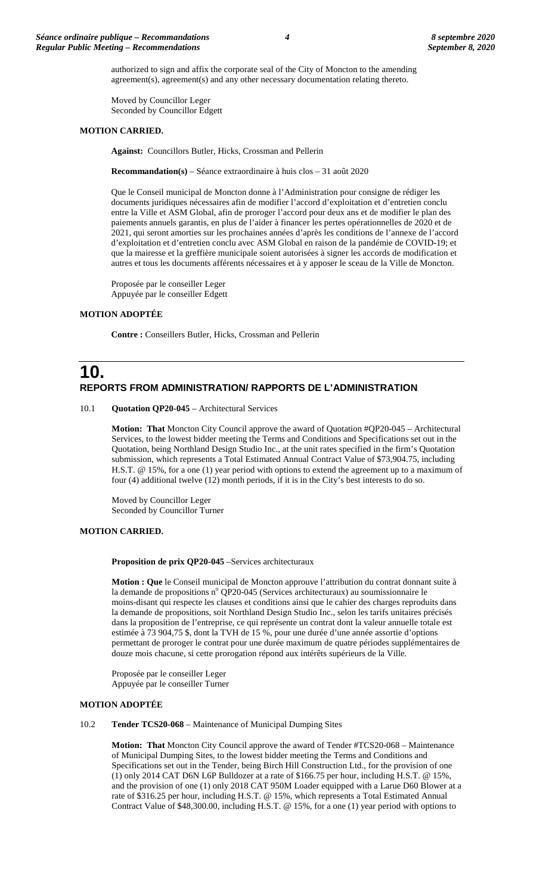authorized to sign and affix the corporate seal of the City of Moncton to the amending agreement(s), agreement(s) and any other necessary documentation relating thereto.

Moved by Councillor Leger
Seconded by Councillor Edgett

**MOTION CARRIED.**

**Against:** Councillors Butler, Hicks, Crossman and Pellerin

**Recommandation(s)** – Séance extraordinaire à huis clos – 31 août 2020

Que le Conseil municipal de Moncton donne à l'Administration pour consigne de rédiger les documents juridiques nécessaires afin de modifier l'accord d'exploitation et d'entretien conclu entre la Ville et ASM Global, afin de proroger l'accord pour deux ans et de modifier le plan des paiements annuels garantis, en plus de l'aider à financer les pertes opérationnelles de 2020 et de 2021, qui seront amorties sur les prochaines années d'après les conditions de l'annexe de l'accord d'exploitation et d'entretien conclu avec ASM Global en raison de la pandémie de COVID-19; et que la mairesse et la greffière municipale soient autorisées à signer les accords de modification et autres et tous les documents afférents nécessaires et à y apposer le sceau de la Ville de Moncton.

Proposée par le conseiller Leger
Appuyée par le conseiller Edgett

**MOTION ADOPTÉE**

**Contre :** Conseillers Butler, Hicks, Crossman and Pellerin

# 10. REPORTS FROM ADMINISTRATION/ RAPPORTS DE L'ADMINISTRATION

10.1 **Quotation QP20-045** – Architectural Services

**Motion: That** Moncton City Council approve the award of Quotation #QP20-045 – Architectural Services, to the lowest bidder meeting the Terms and Conditions and Specifications set out in the Quotation, being Northland Design Studio Inc., at the unit rates specified in the firm's Quotation submission, which represents a Total Estimated Annual Contract Value of $73,904.75, including H.S.T. @ 15%, for a one (1) year period with options to extend the agreement up to a maximum of four (4) additional twelve (12) month periods, if it is in the City's best interests to do so.

Moved by Councillor Leger
Seconded by Councillor Turner

**MOTION CARRIED.**

**Proposition de prix QP20-045** –Services architecturaux

**Motion : Que** le Conseil municipal de Moncton approuve l'attribution du contrat donnant suite à la demande de propositions n° QP20-045 (Services architecturaux) au soumissionnaire le moins-disant qui respecte les clauses et conditions ainsi que le cahier des charges reproduits dans la demande de propositions, soit Northland Design Studio Inc., selon les tarifs unitaires précisés dans la proposition de l'entreprise, ce qui représente un contrat dont la valeur annuelle totale est estimée à 73 904,75 $, dont la TVH de 15 %, pour une durée d'une année assortie d'options permettant de proroger le contrat pour une durée maximum de quatre périodes supplémentaires de douze mois chacune, si cette prorogation répond aux intérêts supérieurs de la Ville.

Proposée par le conseiller Leger
Appuyée par le conseiller Turner

**MOTION ADOPTÉE**

10.2 **Tender TCS20-068** – Maintenance of Municipal Dumping Sites

**Motion: That** Moncton City Council approve the award of Tender #TCS20-068 – Maintenance of Municipal Dumping Sites, to the lowest bidder meeting the Terms and Conditions and Specifications set out in the Tender, being Birch Hill Construction Ltd., for the provision of one (1) only 2014 CAT D6N L6P Bulldozer at a rate of $166.75 per hour, including H.S.T. @ 15%, and the provision of one (1) only 2018 CAT 950M Loader equipped with a Larue D60 Blower at a rate of $316.25 per hour, including H.S.T. @ 15%, which represents a Total Estimated Annual Contract Value of $48,300.00, including H.S.T. @ 15%, for a one (1) year period with options to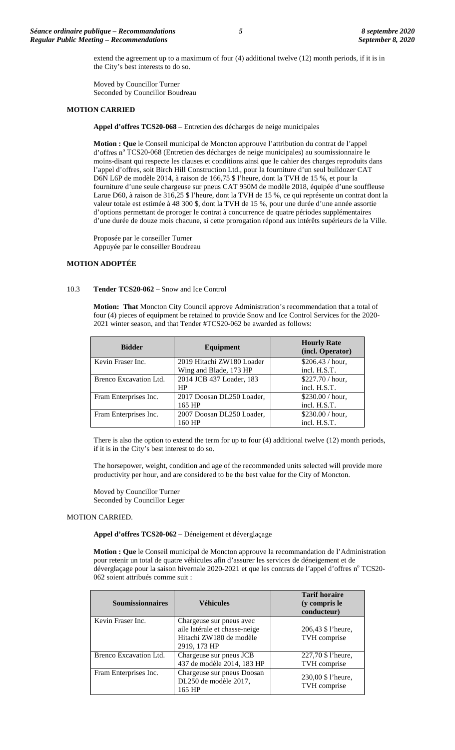extend the agreement up to a maximum of four (4) additional twelve (12) month periods, if it is in the City's best interests to do so.

Moved by Councillor Turner
Seconded by Councillor Boudreau

**MOTION CARRIED**

**Appel d'offres TCS20-068** – Entretien des décharges de neige municipales

**Motion : Que** le Conseil municipal de Moncton approuve l'attribution du contrat de l'appel d'offres n° TCS20-068 (Entretien des décharges de neige municipales) au soumissionnaire le moins-disant qui respecte les clauses et conditions ainsi que le cahier des charges reproduits dans l'appel d'offres, soit Birch Hill Construction Ltd., pour la fourniture d'un seul bulldozer CAT D6N L6P de modèle 2014, à raison de 166,75 $ l'heure, dont la TVH de 15 %, et pour la fourniture d'une seule chargeuse sur pneus CAT 950M de modèle 2018, équipée d'une souffleuse Larue D60, à raison de 316,25 $ l'heure, dont la TVH de 15 %, ce qui représente un contrat dont la valeur totale est estimée à 48 300 $, dont la TVH de 15 %, pour une durée d'une année assortie d'options permettant de proroger le contrat à concurrence de quatre périodes supplémentaires d'une durée de douze mois chacune, si cette prorogation répond aux intérêts supérieurs de la Ville.

Proposée par le conseiller Turner
Appuyée par le conseiller Boudreau

**MOTION ADOPTÉE**

10.3 **Tender TCS20-062** – Snow and Ice Control

**Motion: That** Moncton City Council approve Administration's recommendation that a total of four (4) pieces of equipment be retained to provide Snow and Ice Control Services for the 2020-2021 winter season, and that Tender #TCS20-062 be awarded as follows:

| Bidder | Equipment | Hourly Rate (incl. Operator) |
|---|---|---|
| Kevin Fraser Inc. | 2019 Hitachi ZW180 Loader Wing and Blade, 173 HP | $206.43 / hour, incl. H.S.T. |
| Brenco Excavation Ltd. | 2014 JCB 437 Loader, 183 HP | $227.70 / hour, incl. H.S.T. |
| Fram Enterprises Inc. | 2017 Doosan DL250 Loader, 165 HP | $230.00 / hour, incl. H.S.T. |
| Fram Enterprises Inc. | 2007 Doosan DL250 Loader, 160 HP | $230.00 / hour, incl. H.S.T. |

There is also the option to extend the term for up to four (4) additional twelve (12) month periods, if it is in the City's best interest to do so.

The horsepower, weight, condition and age of the recommended units selected will provide more productivity per hour, and are considered to be the best value for the City of Moncton.

Moved by Councillor Turner
Seconded by Councillor Leger

MOTION CARRIED.

**Appel d'offres TCS20-062** – Déneigement et déverglaçage

**Motion : Que** le Conseil municipal de Moncton approuve la recommandation de l'Administration pour retenir un total de quatre véhicules afin d'assurer les services de déneigement et de déverglaçage pour la saison hivernale 2020-2021 et que les contrats de l'appel d'offres n° TCS20-062 soient attribués comme suit :

| Soumissionnaires | Véhicules | Tarif horaire (y compris le conducteur) |
|---|---|---|
| Kevin Fraser Inc. | Chargeuse sur pneus avec aile latérale et chasse-neige Hitachi ZW180 de modèle 2919, 173 HP | 206,43 $ l'heure, TVH comprise |
| Brenco Excavation Ltd. | Chargeuse sur pneus JCB 437 de modèle 2014, 183 HP | 227,70 $ l'heure, TVH comprise |
| Fram Enterprises Inc. | Chargeuse sur pneus Doosan DL250 de modèle 2017, 165 HP | 230,00 $ l'heure, TVH comprise |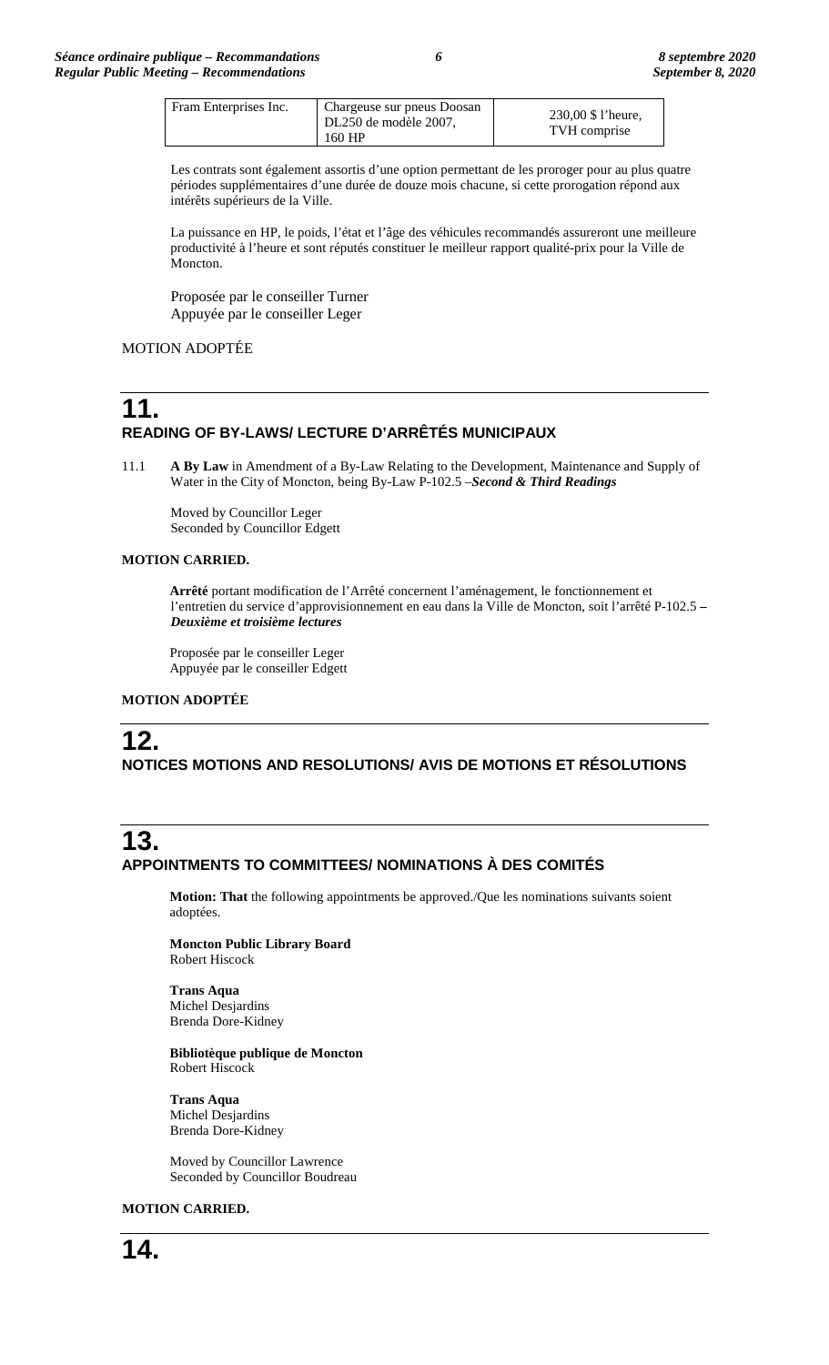| Fram Enterprises Inc. | Chargeuse sur pneus Doosan DL250 de modèle 2007, 160 HP | 230,00 $ l'heure, TVH comprise |
|---|---|---|

Les contrats sont également assortis d'une option permettant de les proroger pour au plus quatre périodes supplémentaires d'une durée de douze mois chacune, si cette prorogation répond aux intérêts supérieurs de la Ville.

La puissance en HP, le poids, l'état et l'âge des véhicules recommandés assureront une meilleure productivité à l'heure et sont réputés constituer le meilleur rapport qualité-prix pour la Ville de Moncton.

Proposée par le conseiller Turner
Appuyée par le conseiller Leger

MOTION ADOPTÉE

## 11. READING OF BY-LAWS/ LECTURE D'ARRÊTÉS MUNICIPAUX

11.1 **A By Law** in Amendment of a By-Law Relating to the Development, Maintenance and Supply of Water in the City of Moncton, being By-Law P-102.5 –***Second & Third Readings***

Moved by Councillor Leger
Seconded by Councillor Edgett

**MOTION CARRIED.**

**Arrêté** portant modification de l'Arrêté concernent l'aménagement, le fonctionnement et l'entretien du service d'approvisionnement en eau dans la Ville de Moncton, soit l'arrêté P-102.5 – ***Deuxième et troisième lectures***

Proposée par le conseiller Leger
Appuyée par le conseiller Edgett

**MOTION ADOPTÉE**

## 12. NOTICES MOTIONS AND RESOLUTIONS/ AVIS DE MOTIONS ET RÉSOLUTIONS

## 13. APPOINTMENTS TO COMMITTEES/ NOMINATIONS À DES COMITÉS

**Motion: That** the following appointments be approved./Que les nominations suivants soient adoptées.

**Moncton Public Library Board**
Robert Hiscock

**Trans Aqua**
Michel Desjardins
Brenda Dore-Kidney

**Bibliotèque publique de Moncton**
Robert Hiscock

**Trans Aqua**
Michel Desjardins
Brenda Dore-Kidney

Moved by Councillor Lawrence
Seconded by Councillor Boudreau

**MOTION CARRIED.**

## 14.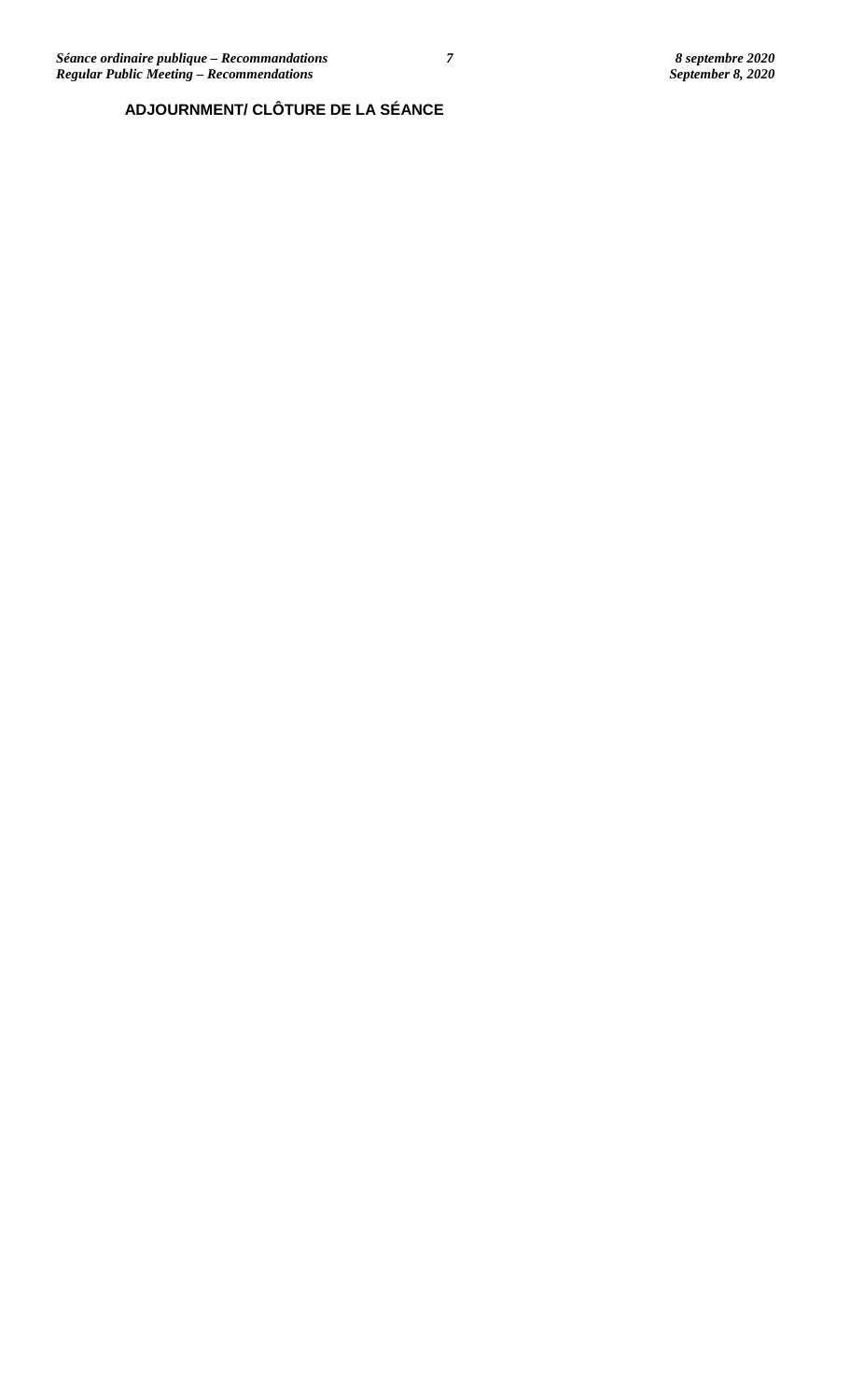**ADJOURNMENT/ CLÔTURE DE LA SÉANCE**